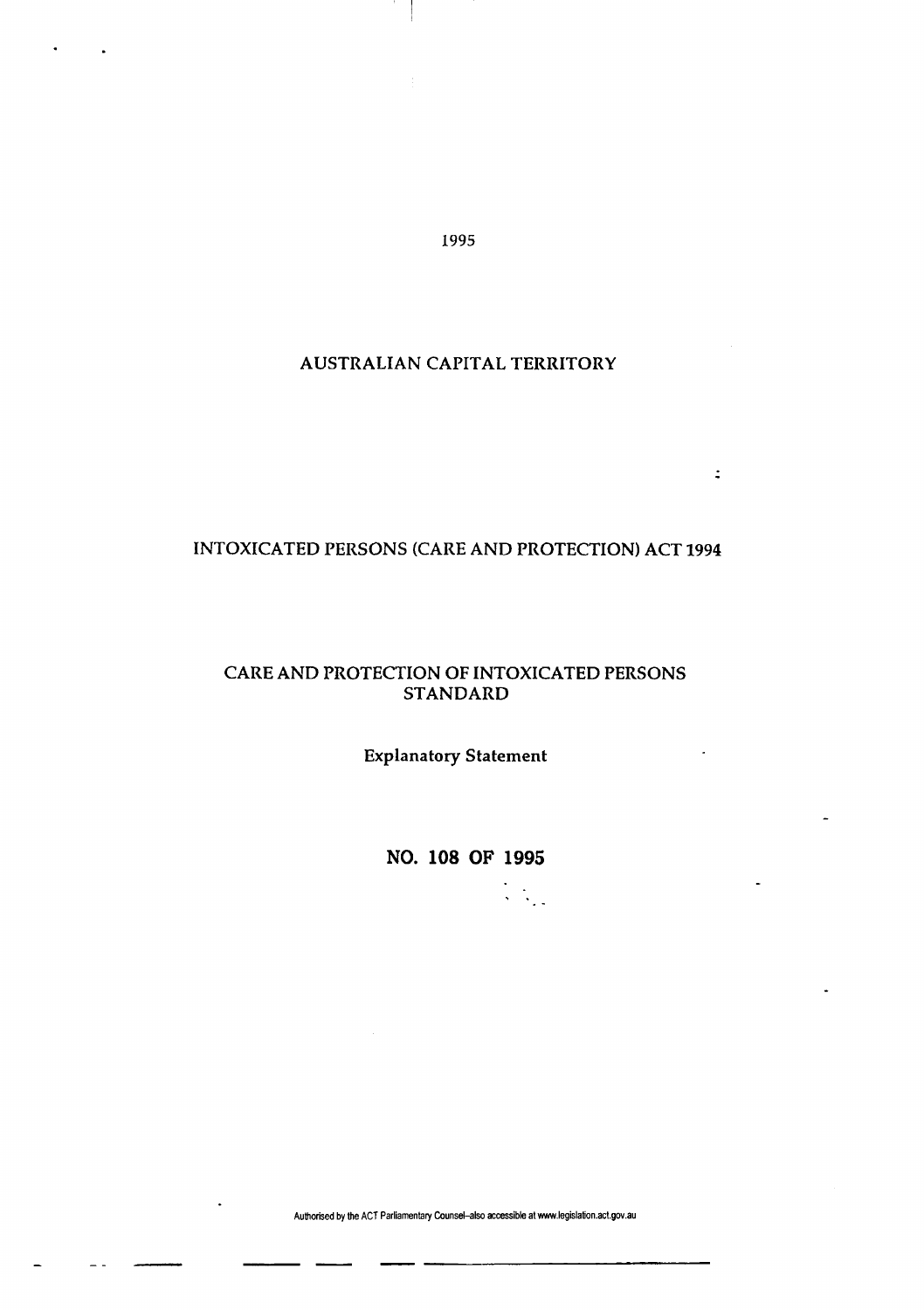1995

# AUSTRALIAN CAPITAL TERRITORY

## INTOXICATED PERSONS (CARE AND PROTECTION) ACT 1994

## CARE AND PROTECTION OF INTOXICATED PERSONS STANDARD

### Explanatory Statement

**NO. 108 OF 1995**

Authorised by the ACT Parliamentary Counsel–also accessible at www.legislation.act.gov.au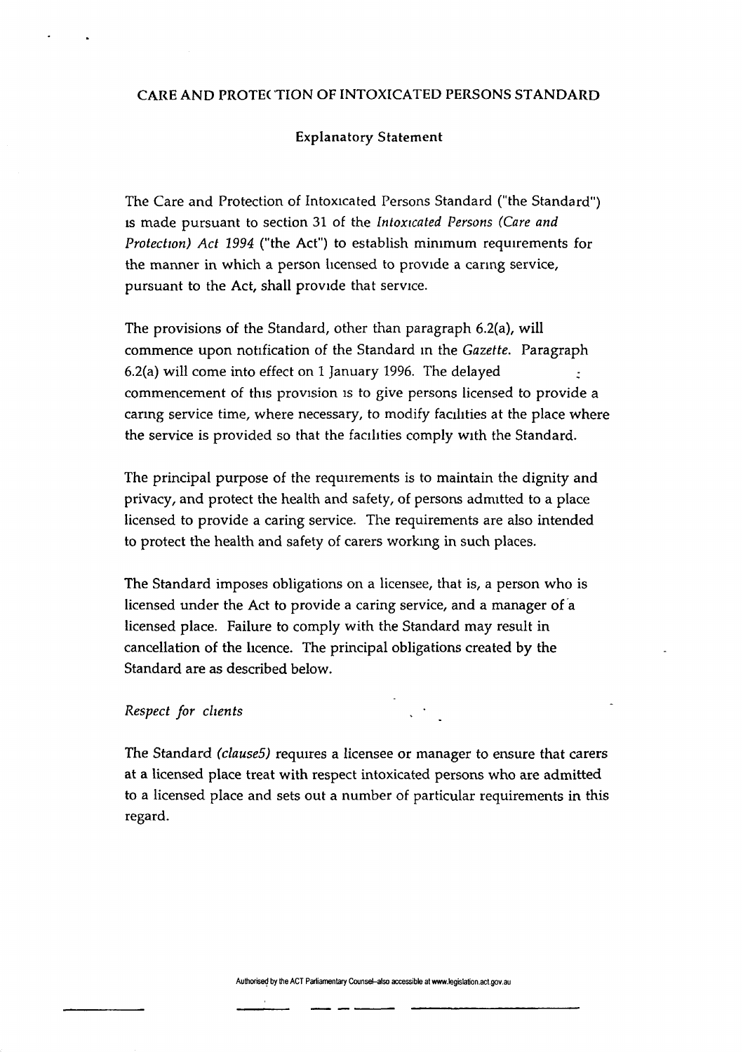## CARE AND PROTECTION OF INTOXICATED PERSONS STANDARD

### Explanatory Statement

The Care and Protection of Intoxicated Persons Standard ("the Standard") is made pursuant to section 31 of the *Intoxicated Persons (Care and Protection) Act 1994* ("the Act") to establish minimum requirements for the manner in which a person licensed to provide a caring service, pursuant to the Act, shall provide that service.

The provisions of the Standard, other than paragraph 6.2(a), will commence upon notification of the Standard in the *Gazette*. Paragraph 6.2(a) will come into effect on 1 January 1996. The delayed commencement of this provision is to give persons licensed to provide a caring service time, where necessary, to modify facilities at the place where the service is provided so that the facilities comply with the Standard.

The principal purpose of the requirements is to maintain the dignity and privacy, and protect the health and safety, of persons admitted to a place licensed to provide a caring service. The requirements are also intended to protect the health and safety of carers working in such places.

The Standard imposes obligations on a licensee, that is, a person who is licensed under the Act to provide a caring service, and a manager of a licensed place. Failure to comply with the Standard may result in cancellation of the licence. The principal obligations created by the Standard are as described below.

*Respect for clients*

The Standard *(clause5)* requires a licensee or manager to ensure that carers at a licensed place treat with respect intoxicated persons who are admitted to a licensed place and sets out a number of particular requirements in this regard.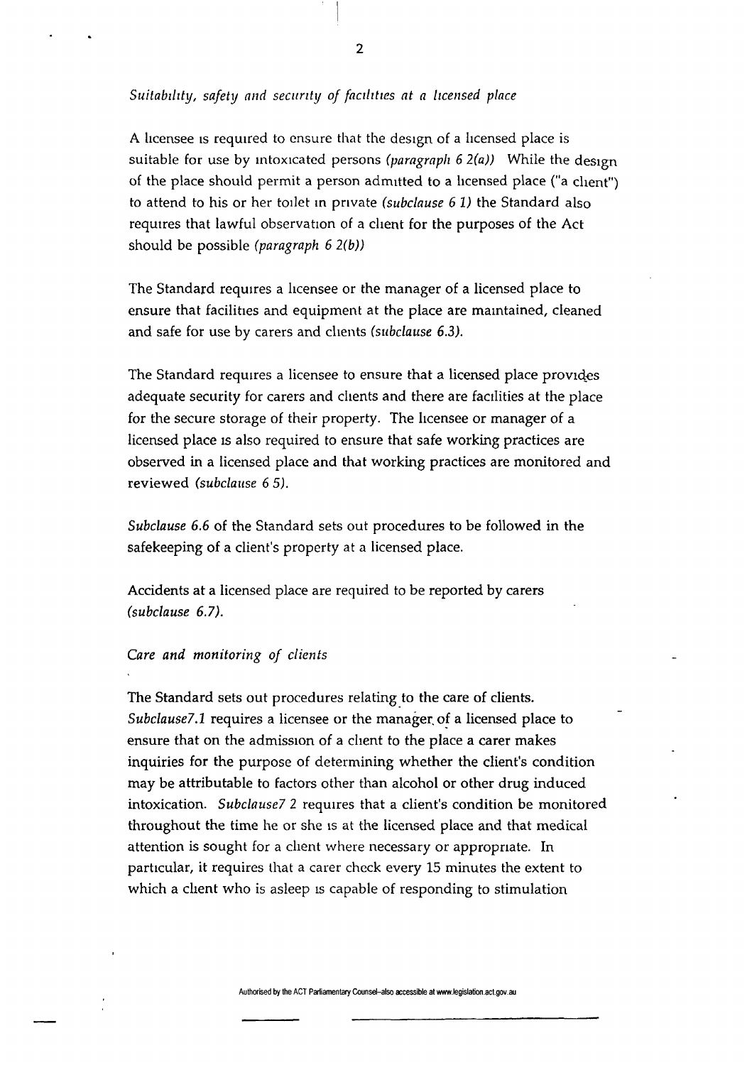*Suitability, safety and security of facilities at a licensed place*

A licensee is required to ensure that the design of a licensed place is suitable for use by intoxicated persons *(paragraph 6 2(a))* While the design of the place should permit a person admitted to a licensed place ("a client") to attend to his or her toilet in private *(subclause 6 1)* the Standard also requires that lawful observation of a client for the purposes of the Act should be possible *(paragraph 6 2(b))*

The Standard requires a licensee or the manager of a licensed place to ensure that facilities and equipment at the place are maintained, cleaned and safe for use by carers and clients *(subclause 6.3)*.

The Standard requires a licensee to ensure that a licensed place provides adequate security for carers and clients and there are facilities at the place for the secure storage of their property. The licensee or manager of a licensed place is also required to ensure that safe working practices are observed in a licensed place and that working practices are monitored and reviewed *(subclause 6 5)*.

*Subclause 6.6* of the Standard sets out procedures to be followed in the safekeeping of a client's property at a licensed place.

Accidents at a licensed place are required to be reported by carers *(subclause 6.7)*.

*Care and monitoring of clients*

The Standard sets out procedures relating to the care of clients. *Subclause7.1* requires a licensee or the manager of a licensed place to ensure that on the admission of a client to the place a carer makes inquiries for the purpose of determining whether the client's condition may be attributable to factors other than alcohol or other drug induced intoxication. *Subclause7 2* requires that a client's condition be monitored throughout the time he or she is at the licensed place and that medical attention is sought for a client where necessary or appropriate. In particular, it requires that a carer check every 15 minutes the extent to which a client who is asleep is capable of responding to stimulation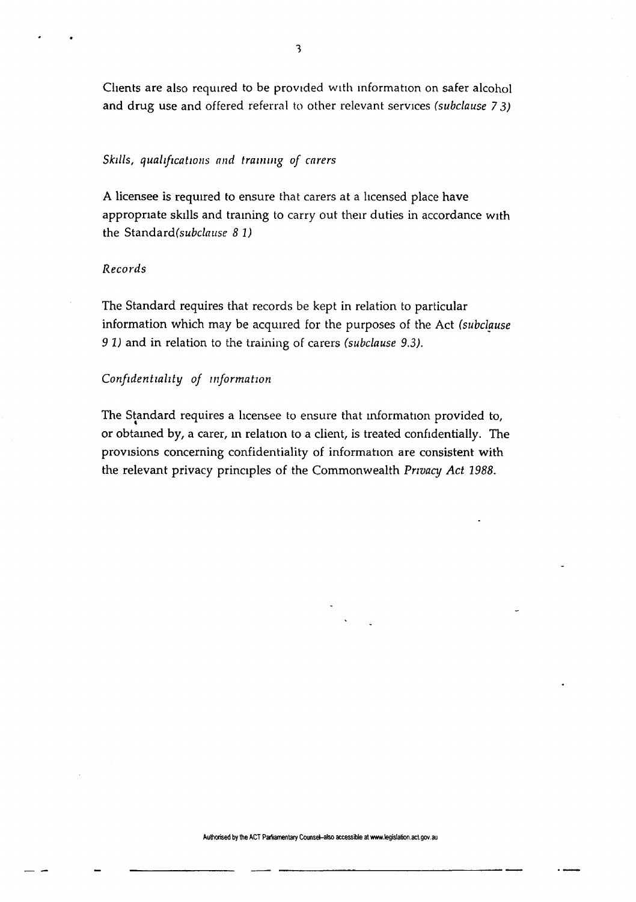Clients are also required to be provided with information on safer alcohol and drug use and offered referral to other relevant services *(subclause 7 3)*

*Skills, qualifications and training of carers*

A licensee is required to ensure that carers at a licensed place have appropriate skills and training to carry out their duties in accordance with the Standard*(subclause 8 1)*

*Records*

The Standard requires that records be kept in relation to particular information which may be acquired for the purposes of the Act *(subclause 9 1)* and in relation to the training of carers *(subclause 9.3).*

*Confidentiality of information*

The Standard requires a licensee to ensure that information provided to, or obtained by, a carer, in relation to a client, is treated confidentially. The provisions concerning confidentiality of information are consistent with the relevant privacy principles of the Commonwealth *Privacy Act 1988.*

Authorised by the ACT Parliamentary Counsel—also accessible at www.legislation.act.gov.au